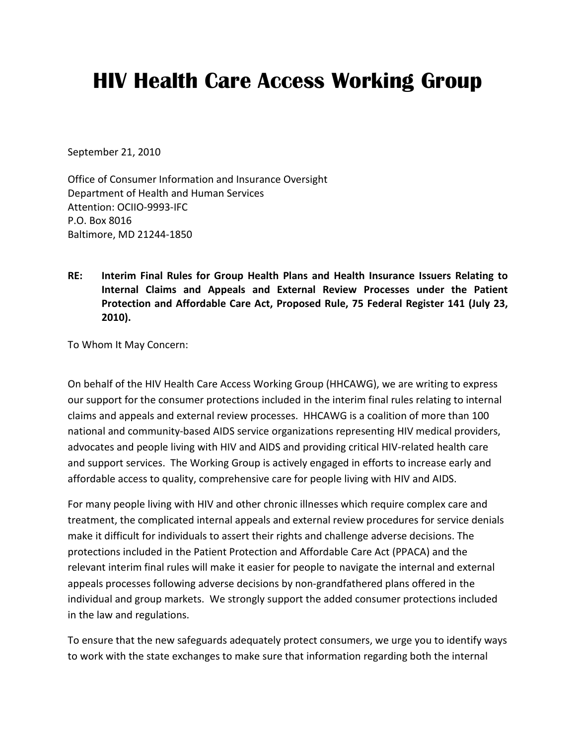# HIV Health Care Access Working Group

September 21, 2010

Office of Consumer Information and Insurance Oversight
Department of Health and Human Services
Attention: OCIIO-9993-IFC
P.O. Box 8016
Baltimore, MD 21244-1850

**RE: Interim Final Rules for Group Health Plans and Health Insurance Issuers Relating to Internal Claims and Appeals and External Review Processes under the Patient Protection and Affordable Care Act, Proposed Rule, 75 Federal Register 141 (July 23, 2010).**

To Whom It May Concern:

On behalf of the HIV Health Care Access Working Group (HHCAWG), we are writing to express our support for the consumer protections included in the interim final rules relating to internal claims and appeals and external review processes. HHCAWG is a coalition of more than 100 national and community-based AIDS service organizations representing HIV medical providers, advocates and people living with HIV and AIDS and providing critical HIV-related health care and support services. The Working Group is actively engaged in efforts to increase early and affordable access to quality, comprehensive care for people living with HIV and AIDS.

For many people living with HIV and other chronic illnesses which require complex care and treatment, the complicated internal appeals and external review procedures for service denials make it difficult for individuals to assert their rights and challenge adverse decisions. The protections included in the Patient Protection and Affordable Care Act (PPACA) and the relevant interim final rules will make it easier for people to navigate the internal and external appeals processes following adverse decisions by non-grandfathered plans offered in the individual and group markets. We strongly support the added consumer protections included in the law and regulations.

To ensure that the new safeguards adequately protect consumers, we urge you to identify ways to work with the state exchanges to make sure that information regarding both the internal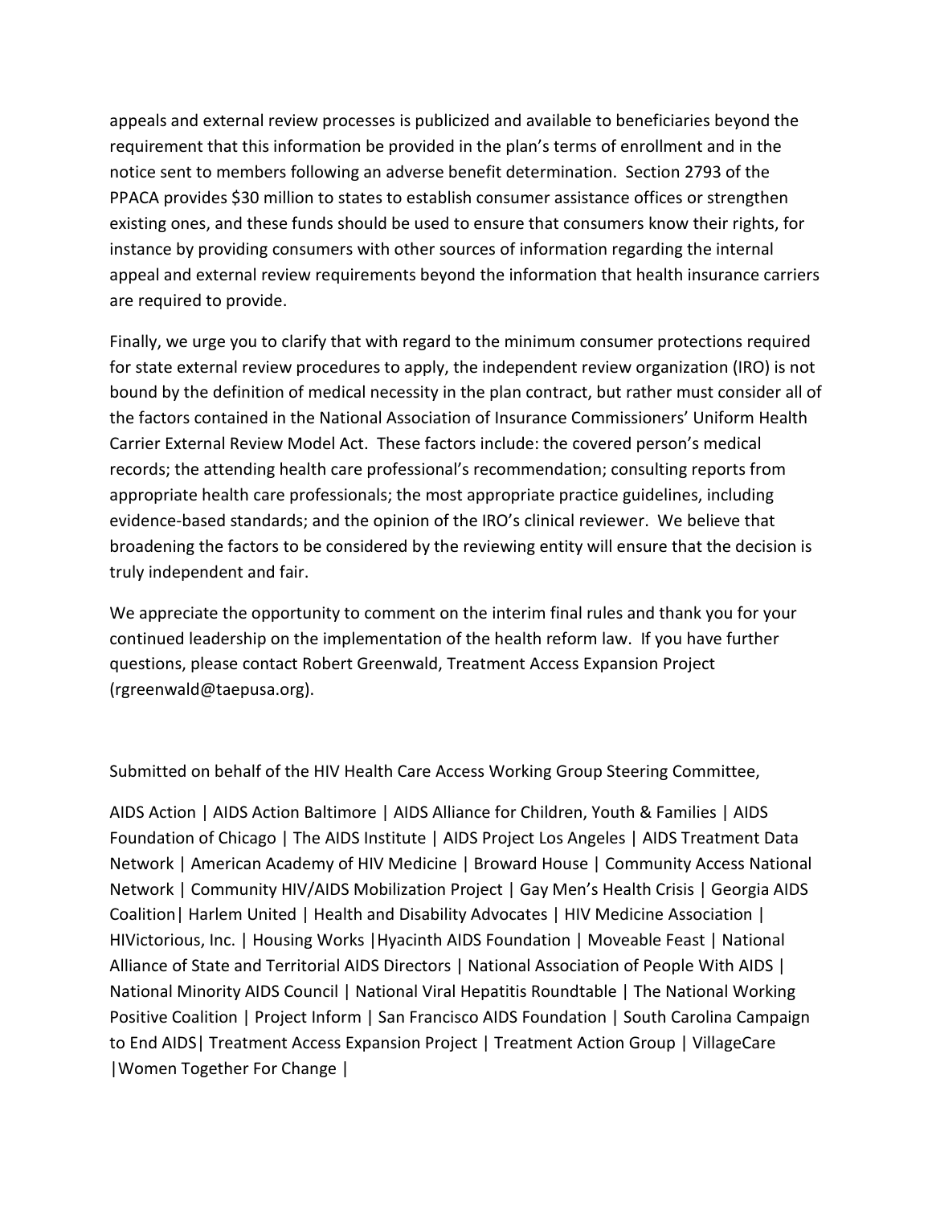appeals and external review processes is publicized and available to beneficiaries beyond the requirement that this information be provided in the plan's terms of enrollment and in the notice sent to members following an adverse benefit determination. Section 2793 of the PPACA provides $30 million to states to establish consumer assistance offices or strengthen existing ones, and these funds should be used to ensure that consumers know their rights, for instance by providing consumers with other sources of information regarding the internal appeal and external review requirements beyond the information that health insurance carriers are required to provide.

Finally, we urge you to clarify that with regard to the minimum consumer protections required for state external review procedures to apply, the independent review organization (IRO) is not bound by the definition of medical necessity in the plan contract, but rather must consider all of the factors contained in the National Association of Insurance Commissioners' Uniform Health Carrier External Review Model Act. These factors include: the covered person's medical records; the attending health care professional's recommendation; consulting reports from appropriate health care professionals; the most appropriate practice guidelines, including evidence-based standards; and the opinion of the IRO's clinical reviewer. We believe that broadening the factors to be considered by the reviewing entity will ensure that the decision is truly independent and fair.

We appreciate the opportunity to comment on the interim final rules and thank you for your continued leadership on the implementation of the health reform law. If you have further questions, please contact Robert Greenwald, Treatment Access Expansion Project (rgreenwald@taepusa.org).

Submitted on behalf of the HIV Health Care Access Working Group Steering Committee,

AIDS Action | AIDS Action Baltimore | AIDS Alliance for Children, Youth & Families | AIDS Foundation of Chicago | The AIDS Institute | AIDS Project Los Angeles | AIDS Treatment Data Network | American Academy of HIV Medicine | Broward House | Community Access National Network | Community HIV/AIDS Mobilization Project | Gay Men's Health Crisis | Georgia AIDS Coalition| Harlem United | Health and Disability Advocates | HIV Medicine Association | HIVictorious, Inc. | Housing Works |Hyacinth AIDS Foundation | Moveable Feast | National Alliance of State and Territorial AIDS Directors | National Association of People With AIDS | National Minority AIDS Council | National Viral Hepatitis Roundtable | The National Working Positive Coalition | Project Inform | San Francisco AIDS Foundation | South Carolina Campaign to End AIDS| Treatment Access Expansion Project | Treatment Action Group | VillageCare |Women Together For Change |